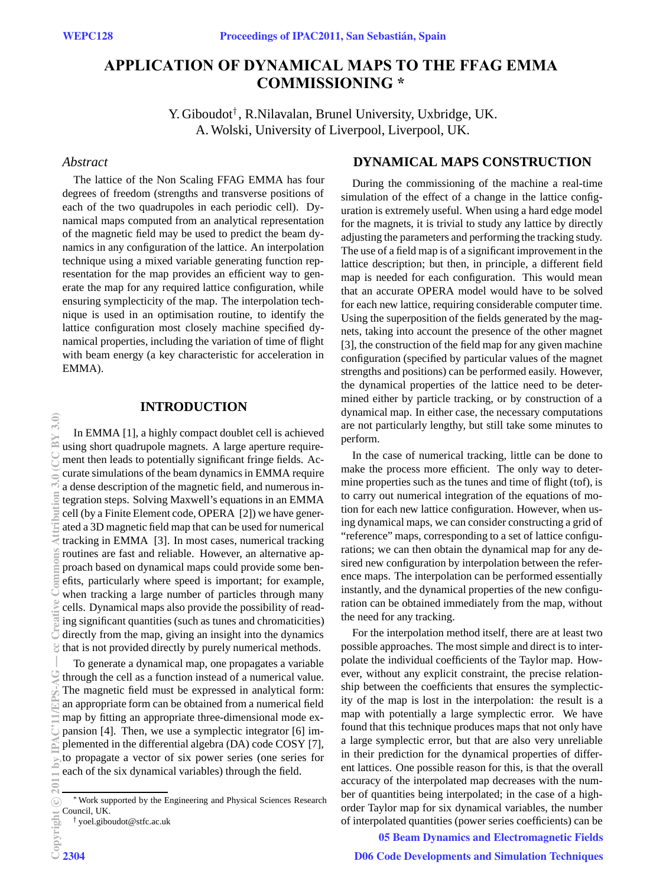# APPLICATION OF DYNAMICAL MAPS TO THE FFAG EMMA COMMISSIONING *

Y. Giboudot[†], R.Nilavalan, Brunel University, Uxbridge, UK.
A. Wolski, University of Liverpool, Liverpool, UK.

## *Abstract*

The lattice of the Non Scaling FFAG EMMA has four degrees of freedom (strengths and transverse positions of each of the two quadrupoles in each periodic cell). Dynamical maps computed from an analytical representation of the magnetic field may be used to predict the beam dynamics in any configuration of the lattice. An interpolation technique using a mixed variable generating function representation for the map provides an efficient way to generate the map for any required lattice configuration, while ensuring symplecticity of the map. The interpolation technique is used in an optimisation routine, to identify the lattice configuration most closely machine specified dynamical properties, including the variation of time of flight with beam energy (a key characteristic for acceleration in EMMA).

## INTRODUCTION

In EMMA [1], a highly compact doublet cell is achieved using short quadrupole magnets. A large aperture requirement then leads to potentially significant fringe fields. Accurate simulations of the beam dynamics in EMMA require a dense description of the magnetic field, and numerous integration steps. Solving Maxwell's equations in an EMMA cell (by a Finite Element code, OPERA [2]) we have generated a 3D magnetic field map that can be used for numerical tracking in EMMA [3]. In most cases, numerical tracking routines are fast and reliable. However, an alternative approach based on dynamical maps could provide some benefits, particularly where speed is important; for example, when tracking a large number of particles through many cells. Dynamical maps also provide the possibility of reading significant quantities (such as tunes and chromaticities) directly from the map, giving an insight into the dynamics that is not provided directly by purely numerical methods.

To generate a dynamical map, one propagates a variable through the cell as a function instead of a numerical value. The magnetic field must be expressed in analytical form: an appropriate form can be obtained from a numerical field map by fitting an appropriate three-dimensional mode expansion [4]. Then, we use a symplectic integrator [6] implemented in the differential algebra (DA) code COSY [7], to propagate a vector of six power series (one series for each of the six dynamical variables) through the field.

## DYNAMICAL MAPS CONSTRUCTION

During the commissioning of the machine a real-time simulation of the effect of a change in the lattice configuration is extremely useful. When using a hard edge model for the magnets, it is trivial to study any lattice by directly adjusting the parameters and performing the tracking study. The use of a field map is of a significant improvement in the lattice description; but then, in principle, a different field map is needed for each configuration. This would mean that an accurate OPERA model would have to be solved for each new lattice, requiring considerable computer time. Using the superposition of the fields generated by the magnets, taking into account the presence of the other magnet [3], the construction of the field map for any given machine configuration (specified by particular values of the magnet strengths and positions) can be performed easily. However, the dynamical properties of the lattice need to be determined either by particle tracking, or by construction of a dynamical map. In either case, the necessary computations are not particularly lengthy, but still take some minutes to perform.

In the case of numerical tracking, little can be done to make the process more efficient. The only way to determine properties such as the tunes and time of flight (tof), is to carry out numerical integration of the equations of motion for each new lattice configuration. However, when using dynamical maps, we can consider constructing a grid of "reference" maps, corresponding to a set of lattice configurations; we can then obtain the dynamical map for any desired new configuration by interpolation between the reference maps. The interpolation can be performed essentially instantly, and the dynamical properties of the new configuration can be obtained immediately from the map, without the need for any tracking.

For the interpolation method itself, there are at least two possible approaches. The most simple and direct is to interpolate the individual coefficients of the Taylor map. However, without any explicit constraint, the precise relationship between the coefficients that ensures the symplecticity of the map is lost in the interpolation: the result is a map with potentially a large symplectic error. We have found that this technique produces maps that not only have a large symplectic error, but that are also very unreliable in their prediction for the dynamical properties of different lattices. One possible reason for this, is that the overall accuracy of the interpolated map decreases with the number of quantities being interpolated; in the case of a high-order Taylor map for six dynamical variables, the number of interpolated quantities (power series coefficients) can be

---

* Work supported by the Engineering and Physical Sciences Research Council, UK.
† yoel.giboudot@stfc.ac.uk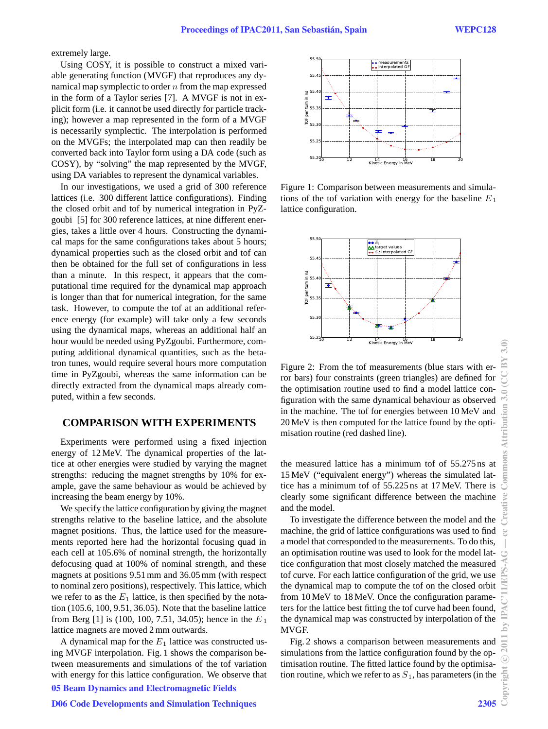extremely large.

Using COSY, it is possible to construct a mixed variable generating function (MVGF) that reproduces any dynamical map symplectic to order $n$ from the map expressed in the form of a Taylor series [7]. A MVGF is not in explicit form (i.e. it cannot be used directly for particle tracking); however a map represented in the form of a MVGF is necessarily symplectic. The interpolation is performed on the MVGFs; the interpolated map can then readily be converted back into Taylor form using a DA code (such as COSY), by "solving" the map represented by the MVGF, using DA variables to represent the dynamical variables.

In our investigations, we used a grid of 300 reference lattices (i.e. 300 different lattice configurations). Finding the closed orbit and tof by numerical integration in PyZgoubi [5] for 300 reference lattices, at nine different energies, takes a little over 4 hours. Constructing the dynamical maps for the same configurations takes about 5 hours; dynamical properties such as the closed orbit and tof can then be obtained for the full set of configurations in less than a minute. In this respect, it appears that the computational time required for the dynamical map approach is longer than that for numerical integration, for the same task. However, to compute the tof at an additional reference energy (for example) will take only a few seconds using the dynamical maps, whereas an additional half an hour would be needed using PyZgoubi. Furthermore, computing additional dynamical quantities, such as the betatron tunes, would require several hours more computation time in PyZgoubi, whereas the same information can be directly extracted from the dynamical maps already computed, within a few seconds.

## COMPARISON WITH EXPERIMENTS

Experiments were performed using a fixed injection energy of 12 MeV. The dynamical properties of the lattice at other energies were studied by varying the magnet strengths: reducing the magnet strengths by 10% for example, gave the same behaviour as would be achieved by increasing the beam energy by 10%.

We specify the lattice configuration by giving the magnet strengths relative to the baseline lattice, and the absolute magnet positions. Thus, the lattice used for the measurements reported here had the horizontal focusing quad in each cell at 105.6% of nominal strength, the horizontally defocusing quad at 100% of nominal strength, and these magnets at positions 9.51 mm and 36.05 mm (with respect to nominal zero positions), respectively. This lattice, which we refer to as the $E_1$ lattice, is then specified by the notation (105.6, 100, 9.51, 36.05). Note that the baseline lattice from Berg [1] is (100, 100, 7.51, 34.05); hence in the $E_1$ lattice magnets are moved 2 mm outwards.

A dynamical map for the $E_1$ lattice was constructed using MVGF interpolation. Fig. 1 shows the comparison between measurements and simulations of the tof variation with energy for this lattice configuration. We observe that the measured lattice has a minimum tof of 55.275 ns at 15 MeV ("equivalent energy") whereas the simulated lattice has a minimum tof of 55.225 ns at 17 MeV. There is clearly some significant difference between the machine and the model.

Figure 1: Comparison between measurements and simulations of the tof variation with energy for the baseline $E_1$ lattice configuration.

Figure 2: From the tof measurements (blue stars with error bars) four constraints (green triangles) are defined for the optimisation routine used to find a model lattice configuration with the same dynamical behaviour as observed in the machine. The tof for energies between 10 MeV and 20 MeV is then computed for the lattice found by the optimisation routine (red dashed line).

To investigate the difference between the model and the machine, the grid of lattice configurations was used to find a model that corresponded to the measurements. To do this, an optimisation routine was used to look for the model lattice configuration that most closely matched the measured tof curve. For each lattice configuration of the grid, we use the dynamical map to compute the tof on the closed orbit from 10 MeV to 18 MeV. Once the configuration parameters for the lattice best fitting the tof curve had been found, the dynamical map was constructed by interpolation of the MVGF.

Fig. 2 shows a comparison between measurements and simulations from the lattice configuration found by the optimisation routine. The fitted lattice found by the optimisation routine, which we refer to as $S_1$, has parameters (in the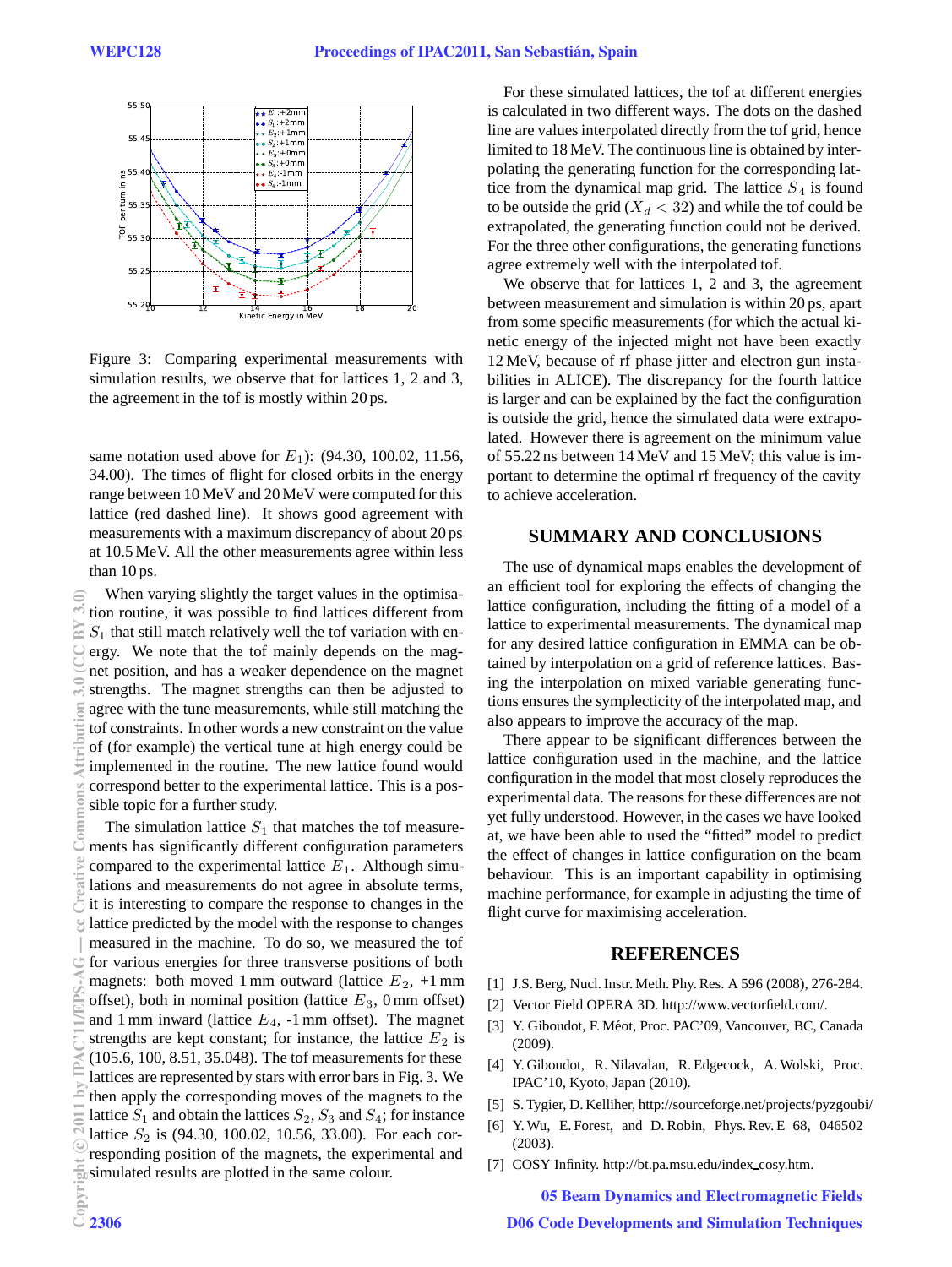55.50
55.45
55.40
55.35
55.30
55.25
55.20
TOF per turn in ns
10
12
14
16
18
20
Kinetic Energy in MeV
$E_1$:+2mm
$S_1$:+2mm
$E_2$:+1mm
$S_2$:+1mm
$E_3$:+0mm
$S_3$:+0mm
$E_4$:-1mm
$S_4$:-1mm

Figure 3: Comparing experimental measurements with simulation results, we observe that for lattices 1, 2 and 3, the agreement in the tof is mostly within 20 ps.

same notation used above for $E_1$): (94.30, 100.02, 11.56, 34.00). The times of flight for closed orbits in the energy range between 10 MeV and 20 MeV were computed for this lattice (red dashed line). It shows good agreement with measurements with a maximum discrepancy of about 20 ps at 10.5 MeV. All the other measurements agree within less than 10 ps.

When varying slightly the target values in the optimisation routine, it was possible to find lattices different from $S_1$ that still match relatively well the tof variation with energy. We note that the tof mainly depends on the magnet position, and has a weaker dependence on the magnet strengths. The magnet strengths can then be adjusted to agree with the tune measurements, while still matching the tof constraints. In other words a new constraint on the value of (for example) the vertical tune at high energy could be implemented in the routine. The new lattice found would correspond better to the experimental lattice. This is a possible topic for a further study.

The simulation lattice $S_1$ that matches the tof measurements has significantly different configuration parameters compared to the experimental lattice $E_1$. Although simulations and measurements do not agree in absolute terms, it is interesting to compare the response to changes in the lattice predicted by the model with the response to changes measured in the machine. To do so, we measured the tof for various energies for three transverse positions of both magnets: both moved 1 mm outward (lattice $E_2$, +1 mm offset), both in nominal position (lattice $E_3$, 0 mm offset) and 1 mm inward (lattice $E_4$, -1 mm offset). The magnet strengths are kept constant; for instance, the lattice $E_2$ is (105.6, 100, 8.51, 35.048). The tof measurements for these lattices are represented by stars with error bars in Fig. 3. We then apply the corresponding moves of the magnets to the lattice $S_1$ and obtain the lattices $S_2$, $S_3$ and $S_4$; for instance lattice $S_2$ is (94.30, 100.02, 10.56, 33.00). For each corresponding position of the magnets, the experimental and simulated results are plotted in the same colour.

For these simulated lattices, the tof at different energies is calculated in two different ways. The dots on the dashed line are values interpolated directly from the tof grid, hence limited to 18 MeV. The continuous line is obtained by interpolating the generating function for the corresponding lattice from the dynamical map grid. The lattice $S_4$ is found to be outside the grid ($X_d < 32$) and while the tof could be extrapolated, the generating function could not be derived. For the three other configurations, the generating functions agree extremely well with the interpolated tof.

We observe that for lattices 1, 2 and 3, the agreement between measurement and simulation is within 20 ps, apart from some specific measurements (for which the actual kinetic energy of the injected might not have been exactly 12 MeV, because of rf phase jitter and electron gun instabilities in ALICE). The discrepancy for the fourth lattice is larger and can be explained by the fact the configuration is outside the grid, hence the simulated data were extrapolated. However there is agreement on the minimum value of 55.22 ns between 14 MeV and 15 MeV; this value is important to determine the optimal rf frequency of the cavity to achieve acceleration.

## SUMMARY AND CONCLUSIONS

The use of dynamical maps enables the development of an efficient tool for exploring the effects of changing the lattice configuration, including the fitting of a model of a lattice to experimental measurements. The dynamical map for any desired lattice configuration in EMMA can be obtained by interpolation on a grid of reference lattices. Basing the interpolation on mixed variable generating functions ensures the symplecticity of the interpolated map, and also appears to improve the accuracy of the map.

There appear to be significant differences between the lattice configuration used in the machine, and the lattice configuration in the model that most closely reproduces the experimental data. The reasons for these differences are not yet fully understood. However, in the cases we have looked at, we have been able to used the "fitted" model to predict the effect of changes in lattice configuration on the beam behaviour. This is an important capability in optimising machine performance, for example in adjusting the time of flight curve for maximising acceleration.

## REFERENCES

[1] J.S. Berg, Nucl. Instr. Meth. Phy. Res. A 596 (2008), 276-284.

[2] Vector Field OPERA 3D. http://www.vectorfield.com/.

[3] Y. Giboudot, F. Méot, Proc. PAC'09, Vancouver, BC, Canada (2009).

[4] Y. Giboudot, R. Nilavalan, R. Edgecock, A. Wolski, Proc. IPAC'10, Kyoto, Japan (2010).

[5] S. Tygier, D. Kelliher, http://sourceforge.net/projects/pyzgoubi/

[6] Y. Wu, E. Forest, and D. Robin, Phys. Rev. E 68, 046502 (2003).

[7] COSY Infinity. http://bt.pa.msu.edu/index_cosy.htm.